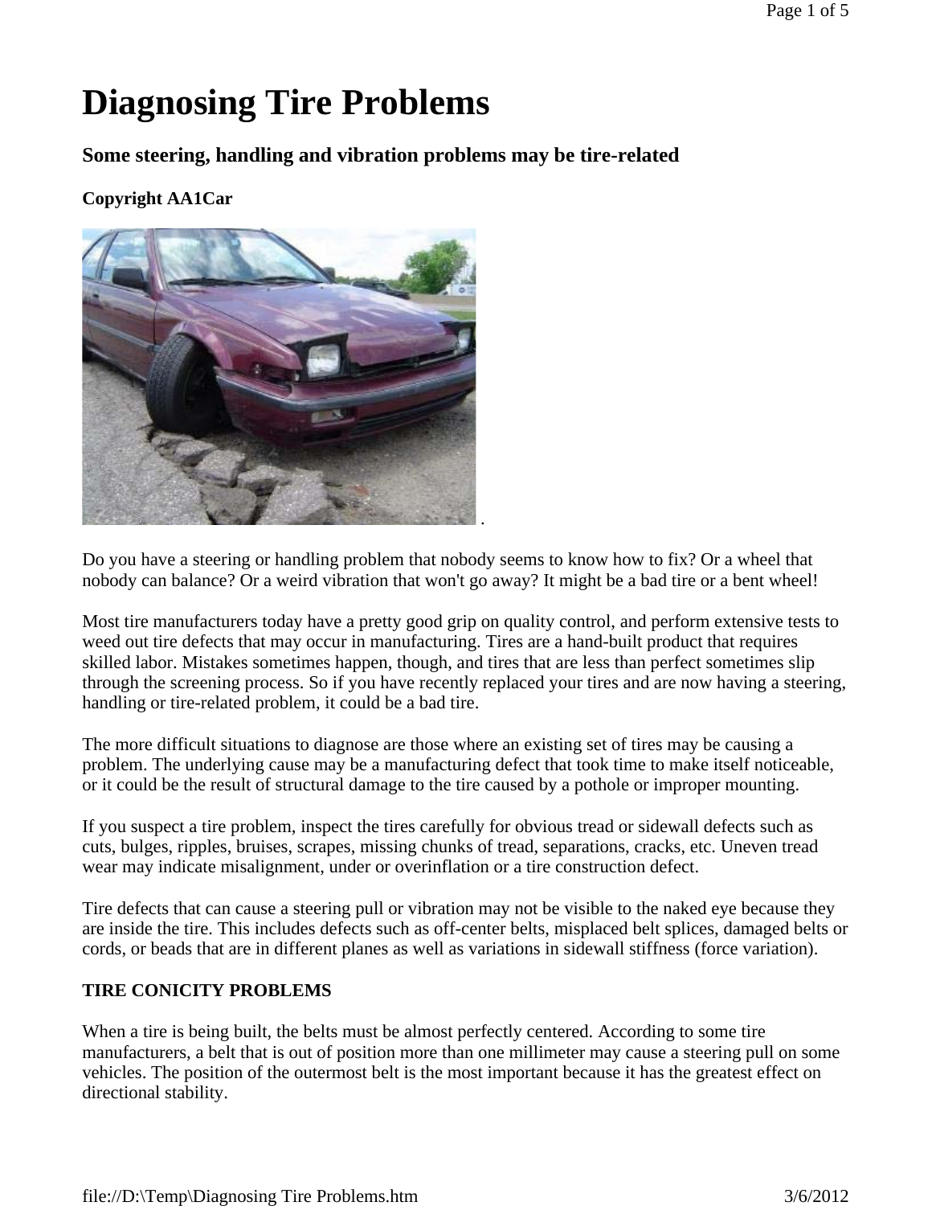# Diagnosing Tire Problems

## Some steering, handling and vibration problems may be tire-related

**Copyright AA1Car**

Do you have a steering or handling problem that nobody seems to know how to fix? Or a wheel that nobody can balance? Or a weird vibration that won't go away? It might be a bad tire or a bent wheel!

Most tire manufacturers today have a pretty good grip on quality control, and perform extensive tests to weed out tire defects that may occur in manufacturing. Tires are a hand-built product that requires skilled labor. Mistakes sometimes happen, though, and tires that are less than perfect sometimes slip through the screening process. So if you have recently replaced your tires and are now having a steering, handling or tire-related problem, it could be a bad tire.

The more difficult situations to diagnose are those where an existing set of tires may be causing a problem. The underlying cause may be a manufacturing defect that took time to make itself noticeable, or it could be the result of structural damage to the tire caused by a pothole or improper mounting.

If you suspect a tire problem, inspect the tires carefully for obvious tread or sidewall defects such as cuts, bulges, ripples, bruises, scrapes, missing chunks of tread, separations, cracks, etc. Uneven tread wear may indicate misalignment, under or overinflation or a tire construction defect.

Tire defects that can cause a steering pull or vibration may not be visible to the naked eye because they are inside the tire. This includes defects such as off-center belts, misplaced belt splices, damaged belts or cords, or beads that are in different planes as well as variations in sidewall stiffness (force variation).

### TIRE CONICITY PROBLEMS

When a tire is being built, the belts must be almost perfectly centered. According to some tire manufacturers, a belt that is out of position more than one millimeter may cause a steering pull on some vehicles. The position of the outermost belt is the most important because it has the greatest effect on directional stability.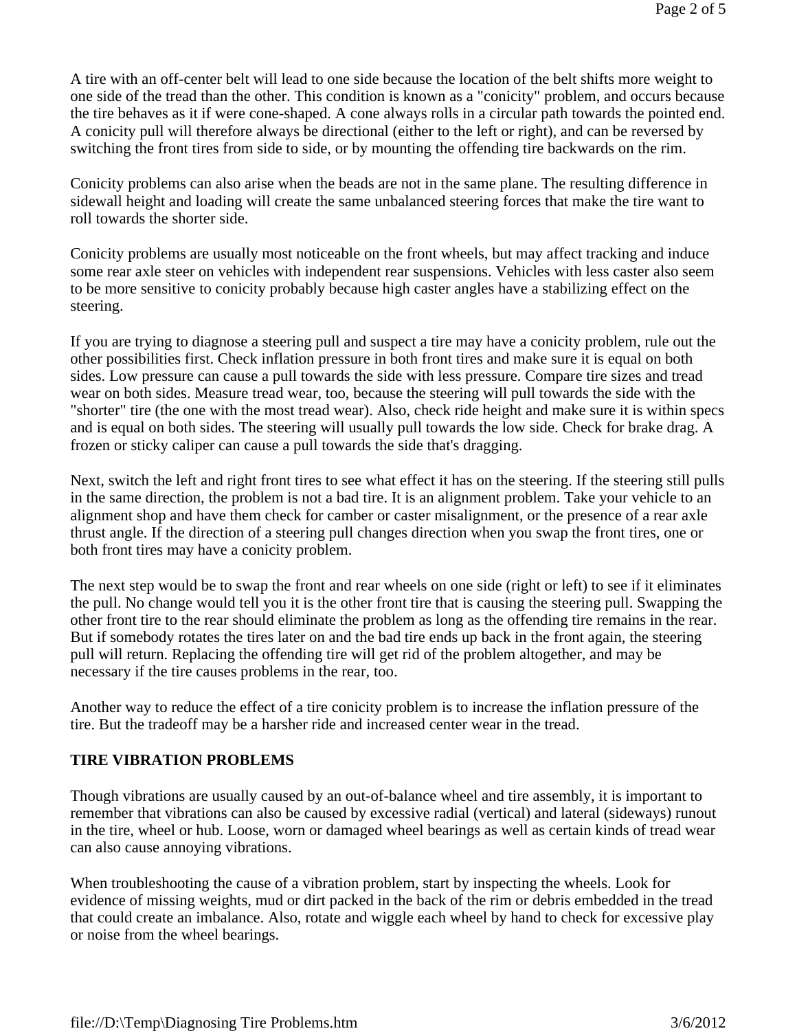A tire with an off-center belt will lead to one side because the location of the belt shifts more weight to one side of the tread than the other. This condition is known as a "conicity" problem, and occurs because the tire behaves as it if were cone-shaped. A cone always rolls in a circular path towards the pointed end. A conicity pull will therefore always be directional (either to the left or right), and can be reversed by switching the front tires from side to side, or by mounting the offending tire backwards on the rim.

Conicity problems can also arise when the beads are not in the same plane. The resulting difference in sidewall height and loading will create the same unbalanced steering forces that make the tire want to roll towards the shorter side.

Conicity problems are usually most noticeable on the front wheels, but may affect tracking and induce some rear axle steer on vehicles with independent rear suspensions. Vehicles with less caster also seem to be more sensitive to conicity probably because high caster angles have a stabilizing effect on the steering.

If you are trying to diagnose a steering pull and suspect a tire may have a conicity problem, rule out the other possibilities first. Check inflation pressure in both front tires and make sure it is equal on both sides. Low pressure can cause a pull towards the side with less pressure. Compare tire sizes and tread wear on both sides. Measure tread wear, too, because the steering will pull towards the side with the "shorter" tire (the one with the most tread wear). Also, check ride height and make sure it is within specs and is equal on both sides. The steering will usually pull towards the low side. Check for brake drag. A frozen or sticky caliper can cause a pull towards the side that's dragging.

Next, switch the left and right front tires to see what effect it has on the steering. If the steering still pulls in the same direction, the problem is not a bad tire. It is an alignment problem. Take your vehicle to an alignment shop and have them check for camber or caster misalignment, or the presence of a rear axle thrust angle. If the direction of a steering pull changes direction when you swap the front tires, one or both front tires may have a conicity problem.

The next step would be to swap the front and rear wheels on one side (right or left) to see if it eliminates the pull. No change would tell you it is the other front tire that is causing the steering pull. Swapping the other front tire to the rear should eliminate the problem as long as the offending tire remains in the rear. But if somebody rotates the tires later on and the bad tire ends up back in the front again, the steering pull will return. Replacing the offending tire will get rid of the problem altogether, and may be necessary if the tire causes problems in the rear, too.

Another way to reduce the effect of a tire conicity problem is to increase the inflation pressure of the tire. But the tradeoff may be a harsher ride and increased center wear in the tread.

## TIRE VIBRATION PROBLEMS

Though vibrations are usually caused by an out-of-balance wheel and tire assembly, it is important to remember that vibrations can also be caused by excessive radial (vertical) and lateral (sideways) runout in the tire, wheel or hub. Loose, worn or damaged wheel bearings as well as certain kinds of tread wear can also cause annoying vibrations.

When troubleshooting the cause of a vibration problem, start by inspecting the wheels. Look for evidence of missing weights, mud or dirt packed in the back of the rim or debris embedded in the tread that could create an imbalance. Also, rotate and wiggle each wheel by hand to check for excessive play or noise from the wheel bearings.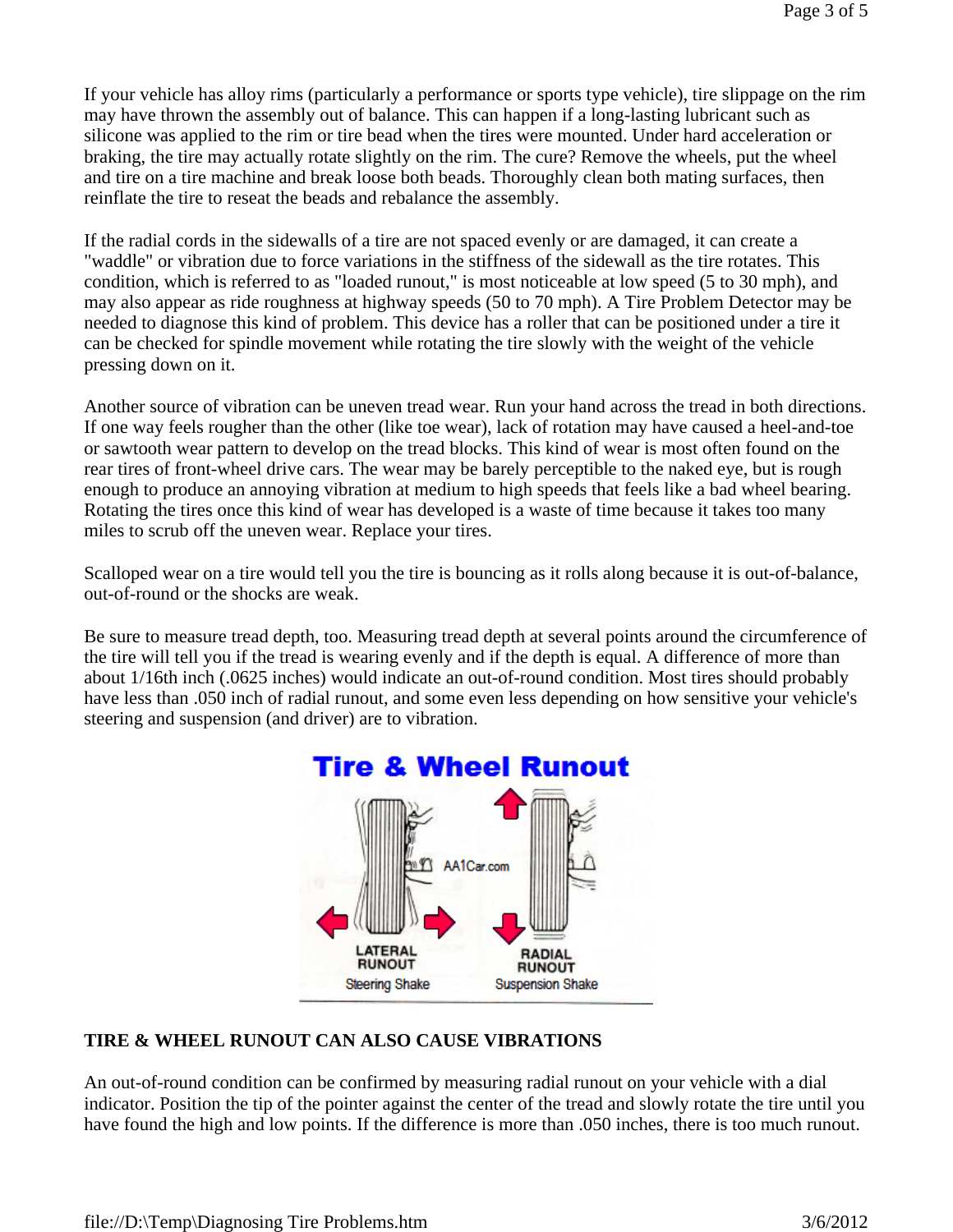If your vehicle has alloy rims (particularly a performance or sports type vehicle), tire slippage on the rim may have thrown the assembly out of balance. This can happen if a long-lasting lubricant such as silicone was applied to the rim or tire bead when the tires were mounted. Under hard acceleration or braking, the tire may actually rotate slightly on the rim. The cure? Remove the wheels, put the wheel and tire on a tire machine and break loose both beads. Thoroughly clean both mating surfaces, then reinflate the tire to reseat the beads and rebalance the assembly.

If the radial cords in the sidewalls of a tire are not spaced evenly or are damaged, it can create a "waddle" or vibration due to force variations in the stiffness of the sidewall as the tire rotates. This condition, which is referred to as "loaded runout," is most noticeable at low speed (5 to 30 mph), and may also appear as ride roughness at highway speeds (50 to 70 mph). A Tire Problem Detector may be needed to diagnose this kind of problem. This device has a roller that can be positioned under a tire it can be checked for spindle movement while rotating the tire slowly with the weight of the vehicle pressing down on it.

Another source of vibration can be uneven tread wear. Run your hand across the tread in both directions. If one way feels rougher than the other (like toe wear), lack of rotation may have caused a heel-and-toe or sawtooth wear pattern to develop on the tread blocks. This kind of wear is most often found on the rear tires of front-wheel drive cars. The wear may be barely perceptible to the naked eye, but is rough enough to produce an annoying vibration at medium to high speeds that feels like a bad wheel bearing. Rotating the tires once this kind of wear has developed is a waste of time because it takes too many miles to scrub off the uneven wear. Replace your tires.

Scalloped wear on a tire would tell you the tire is bouncing as it rolls along because it is out-of-balance, out-of-round or the shocks are weak.

Be sure to measure tread depth, too. Measuring tread depth at several points around the circumference of the tire will tell you if the tread is wearing evenly and if the depth is equal. A difference of more than about 1/16th inch (.0625 inches) would indicate an out-of-round condition. Most tires should probably have less than .050 inch of radial runout, and some even less depending on how sensitive your vehicle's steering and suspension (and driver) are to vibration.

**TIRE & WHEEL RUNOUT CAN ALSO CAUSE VIBRATIONS**

An out-of-round condition can be confirmed by measuring radial runout on your vehicle with a dial indicator. Position the tip of the pointer against the center of the tread and slowly rotate the tire until you have found the high and low points. If the difference is more than .050 inches, there is too much runout.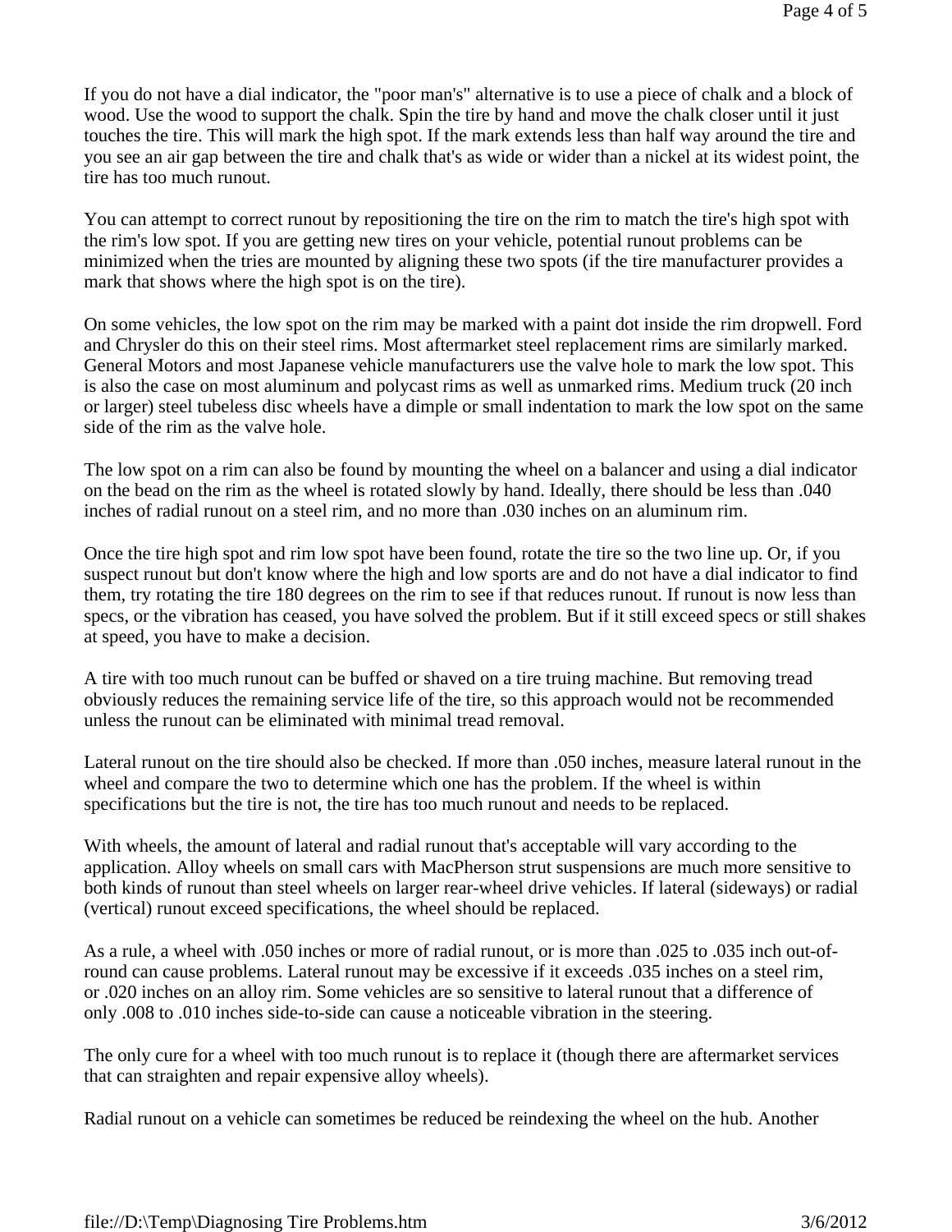If you do not have a dial indicator, the "poor man's" alternative is to use a piece of chalk and a block of wood. Use the wood to support the chalk. Spin the tire by hand and move the chalk closer until it just touches the tire. This will mark the high spot. If the mark extends less than half way around the tire and you see an air gap between the tire and chalk that's as wide or wider than a nickel at its widest point, the tire has too much runout.

You can attempt to correct runout by repositioning the tire on the rim to match the tire's high spot with the rim's low spot. If you are getting new tires on your vehicle, potential runout problems can be minimized when the tries are mounted by aligning these two spots (if the tire manufacturer provides a mark that shows where the high spot is on the tire).

On some vehicles, the low spot on the rim may be marked with a paint dot inside the rim dropwell. Ford and Chrysler do this on their steel rims. Most aftermarket steel replacement rims are similarly marked. General Motors and most Japanese vehicle manufacturers use the valve hole to mark the low spot. This is also the case on most aluminum and polycast rims as well as unmarked rims. Medium truck (20 inch or larger) steel tubeless disc wheels have a dimple or small indentation to mark the low spot on the same side of the rim as the valve hole.

The low spot on a rim can also be found by mounting the wheel on a balancer and using a dial indicator on the bead on the rim as the wheel is rotated slowly by hand. Ideally, there should be less than .040 inches of radial runout on a steel rim, and no more than .030 inches on an aluminum rim.

Once the tire high spot and rim low spot have been found, rotate the tire so the two line up. Or, if you suspect runout but don't know where the high and low sports are and do not have a dial indicator to find them, try rotating the tire 180 degrees on the rim to see if that reduces runout. If runout is now less than specs, or the vibration has ceased, you have solved the problem. But if it still exceed specs or still shakes at speed, you have to make a decision.

A tire with too much runout can be buffed or shaved on a tire truing machine. But removing tread obviously reduces the remaining service life of the tire, so this approach would not be recommended unless the runout can be eliminated with minimal tread removal.

Lateral runout on the tire should also be checked. If more than .050 inches, measure lateral runout in the wheel and compare the two to determine which one has the problem. If the wheel is within specifications but the tire is not, the tire has too much runout and needs to be replaced.

With wheels, the amount of lateral and radial runout that's acceptable will vary according to the application. Alloy wheels on small cars with MacPherson strut suspensions are much more sensitive to both kinds of runout than steel wheels on larger rear-wheel drive vehicles. If lateral (sideways) or radial (vertical) runout exceed specifications, the wheel should be replaced.

As a rule, a wheel with .050 inches or more of radial runout, or is more than .025 to .035 inch out-of-round can cause problems. Lateral runout may be excessive if it exceeds .035 inches on a steel rim, or .020 inches on an alloy rim. Some vehicles are so sensitive to lateral runout that a difference of only .008 to .010 inches side-to-side can cause a noticeable vibration in the steering.

The only cure for a wheel with too much runout is to replace it (though there are aftermarket services that can straighten and repair expensive alloy wheels).

Radial runout on a vehicle can sometimes be reduced be reindexing the wheel on the hub. Another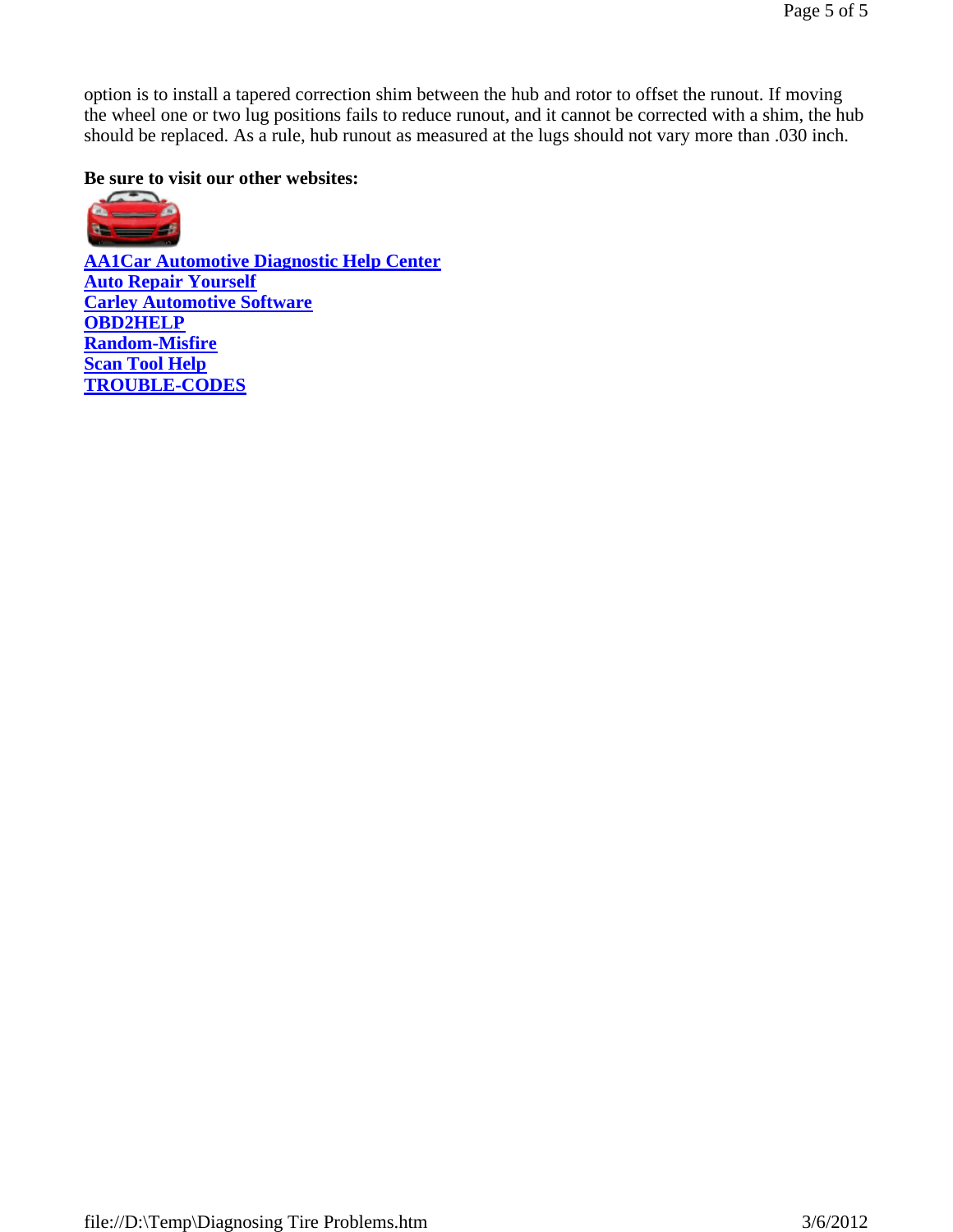option is to install a tapered correction shim between the hub and rotor to offset the runout. If moving the wheel one or two lug positions fails to reduce runout, and it cannot be corrected with a shim, the hub should be replaced. As a rule, hub runout as measured at the lugs should not vary more than .030 inch.

**Be sure to visit our other websites:**

**AA1Car Automotive Diagnostic Help Center**
**Auto Repair Yourself**
**Carley Automotive Software**
**OBD2HELP**
**Random-Misfire**
**Scan Tool Help**
**TROUBLE-CODES**